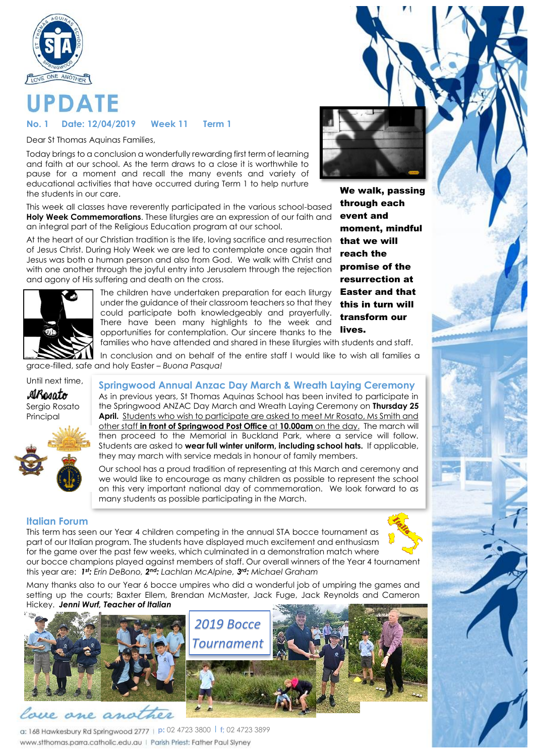# UPDATE

**No. 1 Date: 12/04/2019 Week 11 Term 1**

Dear St Thomas Aquinas Families,

Today brings to a conclusion a wonderfully rewarding first term of learning and faith at our school. As the term draws to a close it is worthwhile to pause for a moment and recall the many events and variety of educational activities that have occurred during Term 1 to help nurture the students in our care.

This week all classes have reverently participated in the various school-based **Holy Week Commemorations**. These liturgies are an expression of our faith and an integral part of the Religious Education program at our school.

At the heart of our Christian tradition is the life, loving sacrifice and resurrection of Jesus Christ. During Holy Week we are led to contemplate once again that Jesus was both a human person and also from God. We walk with Christ and with one another through the joyful entry into Jerusalem through the rejection and agony of His suffering and death on the cross.

**We walk, passing through each event and moment, mindful that we will reach the promise of the resurrection at Easter and that this in turn will transform our lives.**

The children have undertaken preparation for each liturgy under the guidance of their classroom teachers so that they could participate both knowledgeably and prayerfully. There have been many highlights to the week and opportunities for contemplation. Our sincere thanks to the families who have attended and shared in these liturgies with students and staff.

In conclusion and on behalf of the entire staff I would like to wish all families a grace-filled, safe and holy Easter – *Buona Pasqua!*

Until next time,

Sergio Rosato
Principal

## Springwood Annual Anzac Day March & Wreath Laying Ceremony

As in previous years, St Thomas Aquinas School has been invited to participate in the Springwood ANZAC Day March and Wreath Laying Ceremony on **Thursday 25 April.** Students who wish to participate are asked to meet Mr Rosato, Ms Smith and other staff **in front of Springwood Post Office** at **10.00am** on the day. The march will then proceed to the Memorial in Buckland Park, where a service will follow. Students are asked to **wear full winter uniform, including school hats.** If applicable, they may march with service medals in honour of family members.

Our school has a proud tradition of representing at this March and ceremony and we would like to encourage as many children as possible to represent the school on this very important national day of commemoration. We look forward to as many students as possible participating in the March.

## Italian Forum

This term has seen our Year 4 children competing in the annual STA bocce tournament as part of our Italian program. The students have displayed much excitement and enthusiasm for the game over the past few weeks, which culminated in a demonstration match where our bocce champions played against members of staff. Our overall winners of the Year 4 tournament this year are: ***1st:** Erin DeBono*, ***2nd:** Lachlan McAlpine*, ***3rd:** Michael Graham*

Many thanks also to our Year 6 bocce umpires who did a wonderful job of umpiring the games and setting up the courts; Baxter Ellem, Brendan McMaster, Jack Fuge, Jack Reynolds and Cameron Hickey. ***Jenni Wurf, Teacher of Italian***

*2019 Bocce Tournament*

*love one another*

a: 168 Hawkesbury Rd Springwood 2777 | p: 02 4723 3800 | f: 02 4723 3899
www.stthomas.parra.catholic.edu.au | Parish Priest: Father Paul Slyney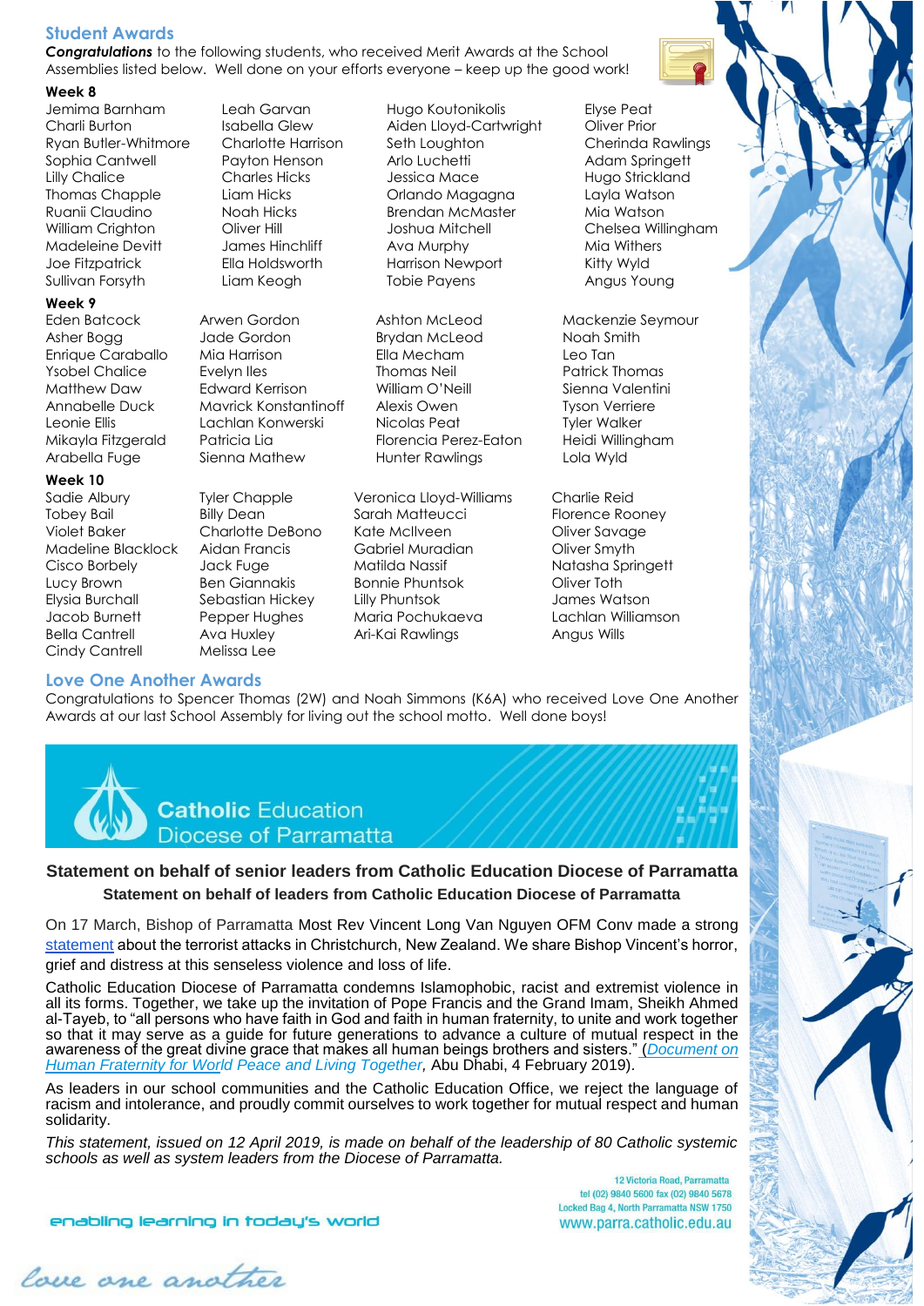## Student Awards

***Congratulations*** to the following students, who received Merit Awards at the School Assemblies listed below. Well done on your efforts everyone – keep up the good work!

**Week 8**

Jemima Barnham
Charli Burton
Ryan Butler-Whitmore
Sophia Cantwell
Lilly Chalice
Thomas Chapple
Ruanii Claudino
William Crighton
Madeleine Devitt
Joe Fitzpatrick
Sullivan Forsyth
Leah Garvan
Isabella Glew
Charlotte Harrison
Payton Henson
Charles Hicks
Liam Hicks
Noah Hicks
Oliver Hill
James Hinchliff
Ella Holdsworth
Liam Keogh
Hugo Koutonikolis
Aiden Lloyd-Cartwright
Seth Loughton
Arlo Luchetti
Jessica Mace
Orlando Magagna
Brendan McMaster
Joshua Mitchell
Ava Murphy
Harrison Newport
Tobie Payens
Elyse Peat
Oliver Prior
Cherinda Rawlings
Adam Springett
Hugo Strickland
Layla Watson
Mia Watson
Chelsea Willingham
Mia Withers
Kitty Wyld
Angus Young

**Week 9**

Eden Batcock
Asher Bogg
Enrique Caraballo
Ysobel Chalice
Matthew Daw
Annabelle Duck
Leonie Ellis
Mikayla Fitzgerald
Arabella Fuge
Arwen Gordon
Jade Gordon
Mia Harrison
Evelyn Iles
Edward Kerrison
Mavrick Konstantinoff
Lachlan Konwerski
Patricia Lia
Sienna Mathew
Ashton McLeod
Brydan McLeod
Ella Mecham
Thomas Neil
William O'Neill
Alexis Owen
Nicolas Peat
Florencia Perez-Eaton
Hunter Rawlings
Mackenzie Seymour
Noah Smith
Leo Tan
Patrick Thomas
Sienna Valentini
Tyson Verriere
Tyler Walker
Heidi Willingham
Lola Wyld

**Week 10**

Sadie Albury
Tobey Bail
Violet Baker
Madeline Blacklock
Cisco Borbely
Lucy Brown
Elysia Burchall
Jacob Burnett
Bella Cantrell
Cindy Cantrell
Tyler Chapple
Billy Dean
Charlotte DeBono
Aidan Francis
Jack Fuge
Ben Giannakis
Sebastian Hickey
Pepper Hughes
Ava Huxley
Melissa Lee
Veronica Lloyd-Williams
Sarah Matteucci
Kate McIlveen
Gabriel Muradian
Matilda Nassif
Bonnie Phuntsok
Lilly Phuntsok
Maria Pochukaeva
Ari-Kai Rawlings
Charlie Reid
Florence Rooney
Oliver Savage
Oliver Smyth
Natasha Springett
Oliver Toth
James Watson
Lachlan Williamson
Angus Wills

## Love One Another Awards

Congratulations to Spencer Thomas (2W) and Noah Simmons (K6A) who received Love One Another Awards at our last School Assembly for living out the school motto. Well done boys!

**Catholic Education Diocese of Parramatta**

### Statement on behalf of senior leaders from Catholic Education Diocese of Parramatta

**Statement on behalf of leaders from Catholic Education Diocese of Parramatta**

On 17 March, Bishop of Parramatta Most Rev Vincent Long Van Nguyen OFM Conv made a strong statement about the terrorist attacks in Christchurch, New Zealand. We share Bishop Vincent's horror, grief and distress at this senseless violence and loss of life.

Catholic Education Diocese of Parramatta condemns Islamophobic, racist and extremist violence in all its forms. Together, we take up the invitation of Pope Francis and the Grand Imam, Sheikh Ahmed al-Tayeb, to "all persons who have faith in God and faith in human fraternity, to unite and work together so that it may serve as a guide for future generations to advance a culture of mutual respect in the awareness of the great divine grace that makes all human beings brothers and sisters." (*Document on Human Fraternity for World Peace and Living Together*, Abu Dhabi, 4 February 2019).

As leaders in our school communities and the Catholic Education Office, we reject the language of racism and intolerance, and proudly commit ourselves to work together for mutual respect and human solidarity.

*This statement, issued on 12 April 2019, is made on behalf of the leadership of 80 Catholic systemic schools as well as system leaders from the Diocese of Parramatta.*

enabling learning in today's world

12 Victoria Road, Parramatta
tel (02) 9840 5600 fax (02) 9840 5678
Locked Bag 4, North Parramatta NSW 1750
www.parra.catholic.edu.au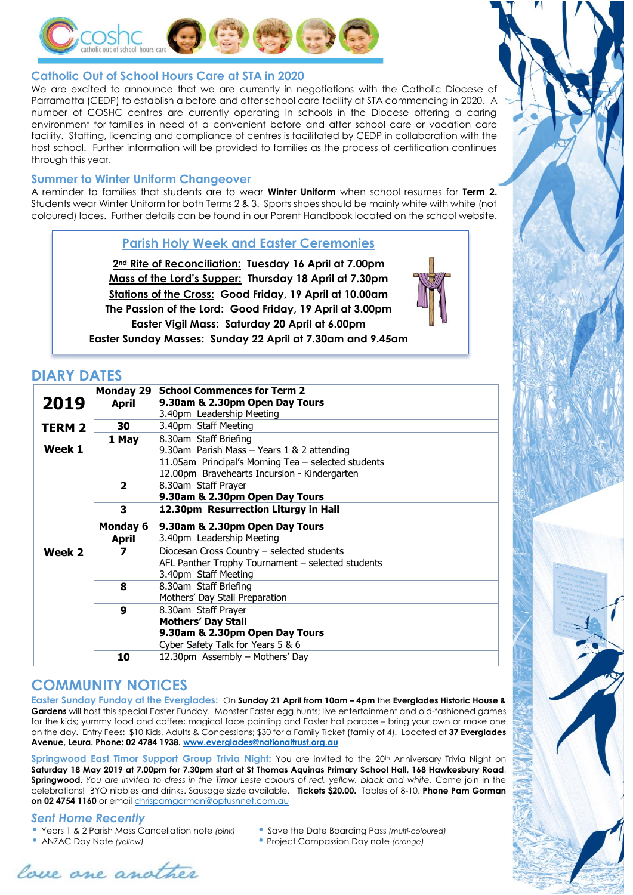coshc catholic out of school hours care

## Catholic Out of School Hours Care at STA in 2020

We are excited to announce that we are currently in negotiations with the Catholic Diocese of Parramatta (CEDP) to establish a before and after school care facility at STA commencing in 2020. A number of COSHC centres are currently operating in schools in the Diocese offering a caring environment for families in need of a convenient before and after school care or vacation care facility. Staffing, licencing and compliance of centres is facilitated by CEDP in collaboration with the host school. Further information will be provided to families as the process of certification continues through this year.

## Summer to Winter Uniform Changeover

A reminder to families that students are to wear **Winter Uniform** when school resumes for **Term 2.** Students wear Winter Uniform for both Terms 2 & 3. Sports shoes should be mainly white with white (not coloured) laces. Further details can be found in our Parent Handbook located on the school website.

### Parish Holy Week and Easter Ceremonies

**2nd Rite of Reconciliation: Tuesday 16 April at 7.00pm**
**Mass of the Lord's Supper: Thursday 18 April at 7.30pm**
**Stations of the Cross: Good Friday, 19 April at 10.00am**
**The Passion of the Lord: Good Friday, 19 April at 3.00pm**
**Easter Vigil Mass: Saturday 20 April at 6.00pm**
**Easter Sunday Masses: Sunday 22 April at 7.30am and 9.45am**

## DIARY DATES

| | | |
|---|---|---|
| **2019** **TERM 2** **Week 1** | **Monday 29 April** | **School Commences for Term 2**<br>**9.30am & 2.30pm Open Day Tours**<br>3.40pm Leadership Meeting |
| | **30** | 3.40pm Staff Meeting |
| | **1 May** | 8.30am Staff Briefing<br>9.30am Parish Mass – Years 1 & 2 attending<br>11.05am Principal's Morning Tea – selected students<br>12.00pm Bravehearts Incursion - Kindergarten |
| | **2** | 8.30am Staff Prayer<br>**9.30am & 2.30pm Open Day Tours** |
| | **3** | **12.30pm Resurrection Liturgy in Hall** |
| **Week 2** | **Monday 6 April** | **9.30am & 2.30pm Open Day Tours**<br>3.40pm Leadership Meeting |
| | **7** | Diocesan Cross Country – selected students<br>AFL Panther Trophy Tournament – selected students<br>3.40pm Staff Meeting |
| | **8** | 8.30am Staff Briefing<br>Mothers' Day Stall Preparation |
| | **9** | 8.30am Staff Prayer<br>**Mothers' Day Stall**<br>**9.30am & 2.30pm Open Day Tours**<br>Cyber Safety Talk for Years 5 & 6 |
| | **10** | 12.30pm Assembly – Mothers' Day |

## COMMUNITY NOTICES

**Easter Sunday Funday at the Everglades:** On **Sunday 21 April from 10am – 4pm** the **Everglades Historic House & Gardens** will host this special Easter Funday. Monster Easter egg hunts; live entertainment and old-fashioned games for the kids; yummy food and coffee; magical face painting and Easter hat parade – bring your own or make one on the day. Entry Fees: $10 Kids, Adults & Concessions; $30 for a Family Ticket (family of 4). Located at **37 Everglades Avenue, Leura. Phone: 02 4784 1938. www.everglades@nationaltrust.org.au**

**Springwood East Timor Support Group Trivia Night:** You are invited to the 20th Anniversary Trivia Night on **Saturday 18 May 2019 at 7.00pm for 7.30pm start at St Thomas Aquinas Primary School Hall, 168 Hawkesbury Road, Springwood.** *You are invited to dress in the Timor Leste colours of red, yellow, black and white.* Come join in the celebrations! BYO nibbles and drinks. Sausage sizzle available. **Tickets $20.00.** Tables of 8-10. **Phone Pam Gorman on 02 4754 1160** or email chrispamgorman@optusnet.com.au

### *Sent Home Recently*

- Years 1 & 2 Parish Mass Cancellation note *(pink)*
- ANZAC Day Note *(yellow)*
- Save the Date Boarding Pass *(multi-coloured)*
- Project Compassion Day note *(orange)*

*love one another*